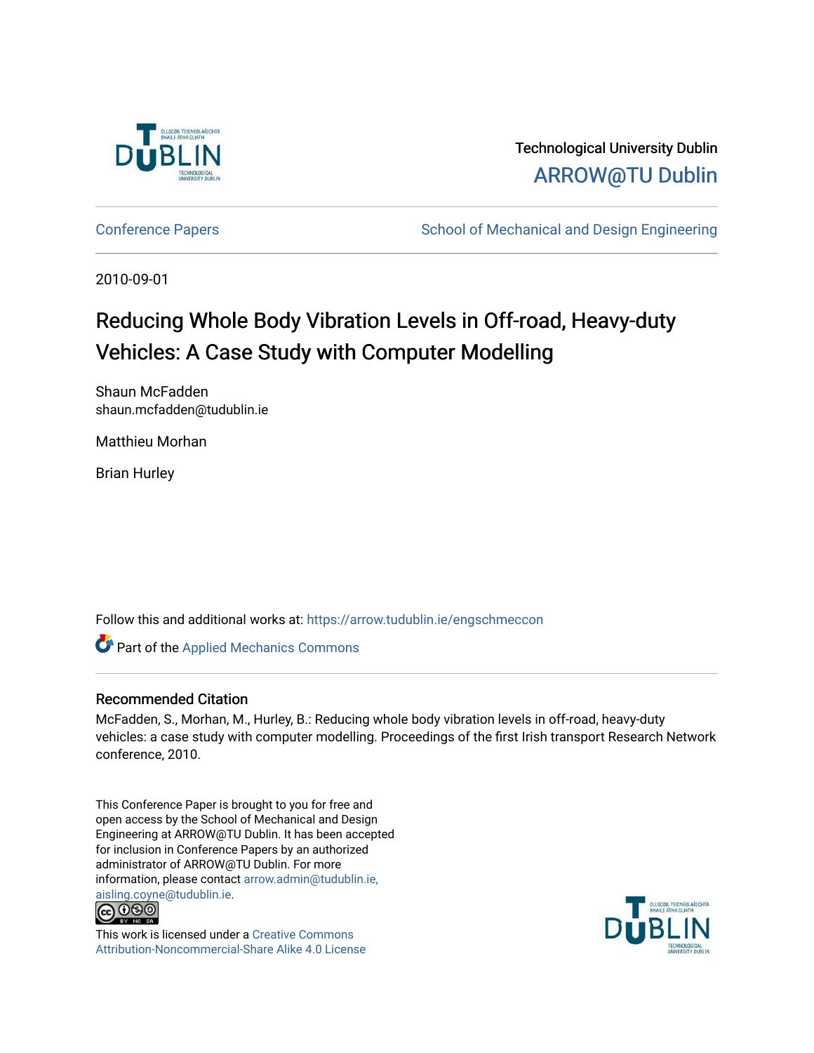Technological University Dublin

ARROW@TU Dublin

Conference Papers

School of Mechanical and Design Engineering

2010-09-01

# Reducing Whole Body Vibration Levels in Off-road, Heavy-duty Vehicles: A Case Study with Computer Modelling

Shaun McFadden
shaun.mcfadden@tudublin.ie

Matthieu Morhan

Brian Hurley

Follow this and additional works at: https://arrow.tudublin.ie/engschmeccon

Part of the Applied Mechanics Commons

## Recommended Citation

McFadden, S., Morhan, M., Hurley, B.: Reducing whole body vibration levels in off-road, heavy-duty vehicles: a case study with computer modelling. Proceedings of the first Irish transport Research Network conference, 2010.

This Conference Paper is brought to you for free and open access by the School of Mechanical and Design Engineering at ARROW@TU Dublin. It has been accepted for inclusion in Conference Papers by an authorized administrator of ARROW@TU Dublin. For more information, please contact arrow.admin@tudublin.ie, aisling.coyne@tudublin.ie.

This work is licensed under a Creative Commons Attribution-Noncommercial-Share Alike 4.0 License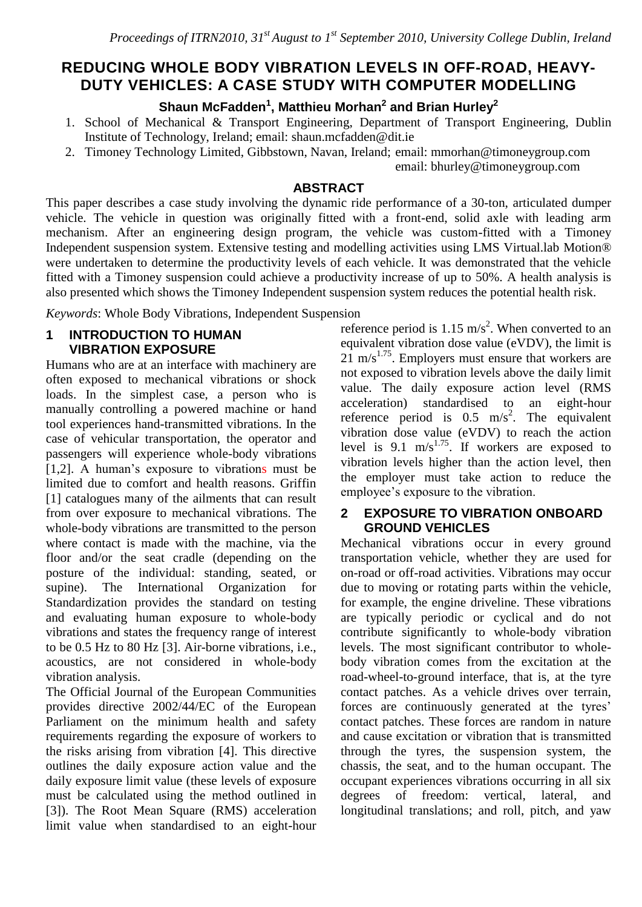# REDUCING WHOLE BODY VIBRATION LEVELS IN OFF-ROAD, HEAVY-DUTY VEHICLES: A CASE STUDY WITH COMPUTER MODELLING

**Shaun McFadden[1], Matthieu Morhan[2] and Brian Hurley[2]**

1. School of Mechanical & Transport Engineering, Department of Transport Engineering, Dublin Institute of Technology, Ireland; email: shaun.mcfadden@dit.ie
2. Timoney Technology Limited, Gibbstown, Navan, Ireland; email: mmorhan@timoneygroup.com
   email: bhurley@timoneygroup.com

## ABSTRACT

This paper describes a case study involving the dynamic ride performance of a 30-ton, articulated dumper vehicle. The vehicle in question was originally fitted with a front-end, solid axle with leading arm mechanism. After an engineering design program, the vehicle was custom-fitted with a Timoney Independent suspension system. Extensive testing and modelling activities using LMS Virtual.lab Motion® were undertaken to determine the productivity levels of each vehicle. It was demonstrated that the vehicle fitted with a Timoney suspension could achieve a productivity increase of up to 50%. A health analysis is also presented which shows the Timoney Independent suspension system reduces the potential health risk.

*Keywords*: Whole Body Vibrations, Independent Suspension

## 1 INTRODUCTION TO HUMAN VIBRATION EXPOSURE

Humans who are at an interface with machinery are often exposed to mechanical vibrations or shock loads. In the simplest case, a person who is manually controlling a powered machine or hand tool experiences hand-transmitted vibrations. In the case of vehicular transportation, the operator and passengers will experience whole-body vibrations [1,2]. A human's exposure to vibrations must be limited due to comfort and health reasons. Griffin [1] catalogues many of the ailments that can result from over exposure to mechanical vibrations. The whole-body vibrations are transmitted to the person where contact is made with the machine, via the floor and/or the seat cradle (depending on the posture of the individual: standing, seated, or supine). The International Organization for Standardization provides the standard on testing and evaluating human exposure to whole-body vibrations and states the frequency range of interest to be 0.5 Hz to 80 Hz [3]. Air-borne vibrations, i.e., acoustics, are not considered in whole-body vibration analysis.

The Official Journal of the European Communities provides directive 2002/44/EC of the European Parliament on the minimum health and safety requirements regarding the exposure of workers to the risks arising from vibration [4]. This directive outlines the daily exposure action value and the daily exposure limit value (these levels of exposure must be calculated using the method outlined in [3]). The Root Mean Square (RMS) acceleration limit value when standardised to an eight-hour reference period is 1.15 $m/s^2$. When converted to an equivalent vibration dose value (eVDV), the limit is 21 $m/s^{1.75}$. Employers must ensure that workers are not exposed to vibration levels above the daily limit value. The daily exposure action level (RMS acceleration) standardised to an eight-hour reference period is 0.5 $m/s^2$. The equivalent vibration dose value (eVDV) to reach the action level is 9.1 $m/s^{1.75}$. If workers are exposed to vibration levels higher than the action level, then the employer must take action to reduce the employee's exposure to the vibration.

## 2 EXPOSURE TO VIBRATION ONBOARD GROUND VEHICLES

Mechanical vibrations occur in every ground transportation vehicle, whether they are used for on-road or off-road activities. Vibrations may occur due to moving or rotating parts within the vehicle, for example, the engine driveline. These vibrations are typically periodic or cyclical and do not contribute significantly to whole-body vibration levels. The most significant contributor to whole-body vibration comes from the excitation at the road-wheel-to-ground interface, that is, at the tyre contact patches. As a vehicle drives over terrain, forces are continuously generated at the tyres' contact patches. These forces are random in nature and cause excitation or vibration that is transmitted through the tyres, the suspension system, the chassis, the seat, and to the human occupant. The occupant experiences vibrations occurring in all six degrees of freedom: vertical, lateral, and longitudinal translations; and roll, pitch, and yaw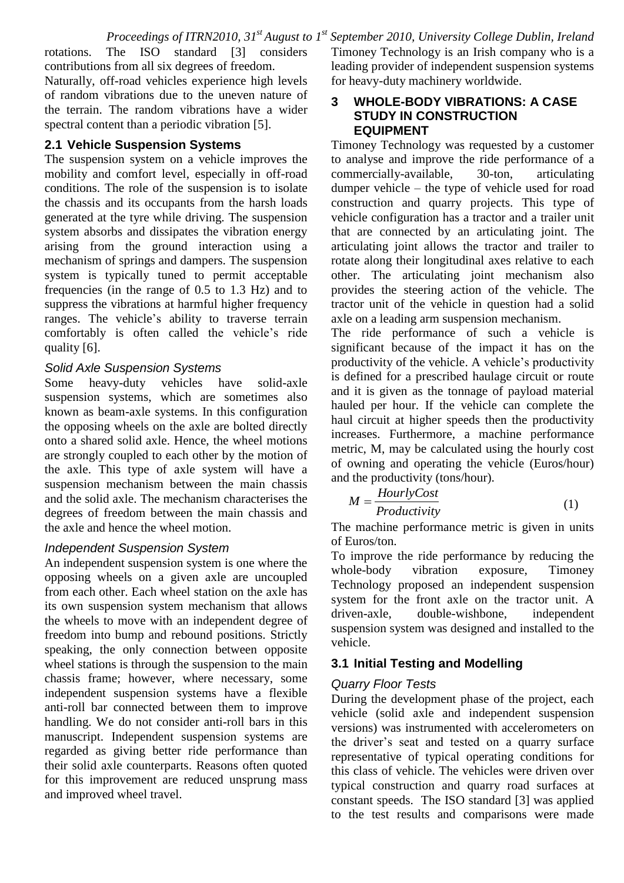rotations. The ISO standard [3] considers contributions from all six degrees of freedom.

Naturally, off-road vehicles experience high levels of random vibrations due to the uneven nature of the terrain. The random vibrations have a wider spectral content than a periodic vibration [5].

## 2.1 Vehicle Suspension Systems

The suspension system on a vehicle improves the mobility and comfort level, especially in off-road conditions. The role of the suspension is to isolate the chassis and its occupants from the harsh loads generated at the tyre while driving. The suspension system absorbs and dissipates the vibration energy arising from the ground interaction using a mechanism of springs and dampers. The suspension system is typically tuned to permit acceptable frequencies (in the range of 0.5 to 1.3 Hz) and to suppress the vibrations at harmful higher frequency ranges. The vehicle's ability to traverse terrain comfortably is often called the vehicle's ride quality [6].

### *Solid Axle Suspension Systems*

Some heavy-duty vehicles have solid-axle suspension systems, which are sometimes also known as beam-axle systems. In this configuration the opposing wheels on the axle are bolted directly onto a shared solid axle. Hence, the wheel motions are strongly coupled to each other by the motion of the axle. This type of axle system will have a suspension mechanism between the main chassis and the solid axle. The mechanism characterises the degrees of freedom between the main chassis and the axle and hence the wheel motion.

### *Independent Suspension System*

An independent suspension system is one where the opposing wheels on a given axle are uncoupled from each other. Each wheel station on the axle has its own suspension system mechanism that allows the wheels to move with an independent degree of freedom into bump and rebound positions. Strictly speaking, the only connection between opposite wheel stations is through the suspension to the main chassis frame; however, where necessary, some independent suspension systems have a flexible anti-roll bar connected between them to improve handling. We do not consider anti-roll bars in this manuscript. Independent suspension systems are regarded as giving better ride performance than their solid axle counterparts. Reasons often quoted for this improvement are reduced unsprung mass and improved wheel travel.

Timoney Technology is an Irish company who is a leading provider of independent suspension systems for heavy-duty machinery worldwide.

# 3 WHOLE-BODY VIBRATIONS: A CASE STUDY IN CONSTRUCTION EQUIPMENT

Timoney Technology was requested by a customer to analyse and improve the ride performance of a commercially-available, 30-ton, articulating dumper vehicle – the type of vehicle used for road construction and quarry projects. This type of vehicle configuration has a tractor and a trailer unit that are connected by an articulating joint. The articulating joint allows the tractor and trailer to rotate along their longitudinal axes relative to each other. The articulating joint mechanism also provides the steering action of the vehicle. The tractor unit of the vehicle in question had a solid axle on a leading arm suspension mechanism.

The ride performance of such a vehicle is significant because of the impact it has on the productivity of the vehicle. A vehicle's productivity is defined for a prescribed haulage circuit or route and it is given as the tonnage of payload material hauled per hour. If the vehicle can complete the haul circuit at higher speeds then the productivity increases. Furthermore, a machine performance metric, M, may be calculated using the hourly cost of owning and operating the vehicle (Euros/hour) and the productivity (tons/hour).

$$M = \frac{HourlyCost}{Productivity} \qquad (1)$$

The machine performance metric is given in units of Euros/ton.

To improve the ride performance by reducing the whole-body vibration exposure, Timoney Technology proposed an independent suspension system for the front axle on the tractor unit. A driven-axle, double-wishbone, independent suspension system was designed and installed to the vehicle.

## 3.1 Initial Testing and Modelling

### *Quarry Floor Tests*

During the development phase of the project, each vehicle (solid axle and independent suspension versions) was instrumented with accelerometers on the driver's seat and tested on a quarry surface representative of typical operating conditions for this class of vehicle. The vehicles were driven over typical construction and quarry road surfaces at constant speeds. The ISO standard [3] was applied to the test results and comparisons were made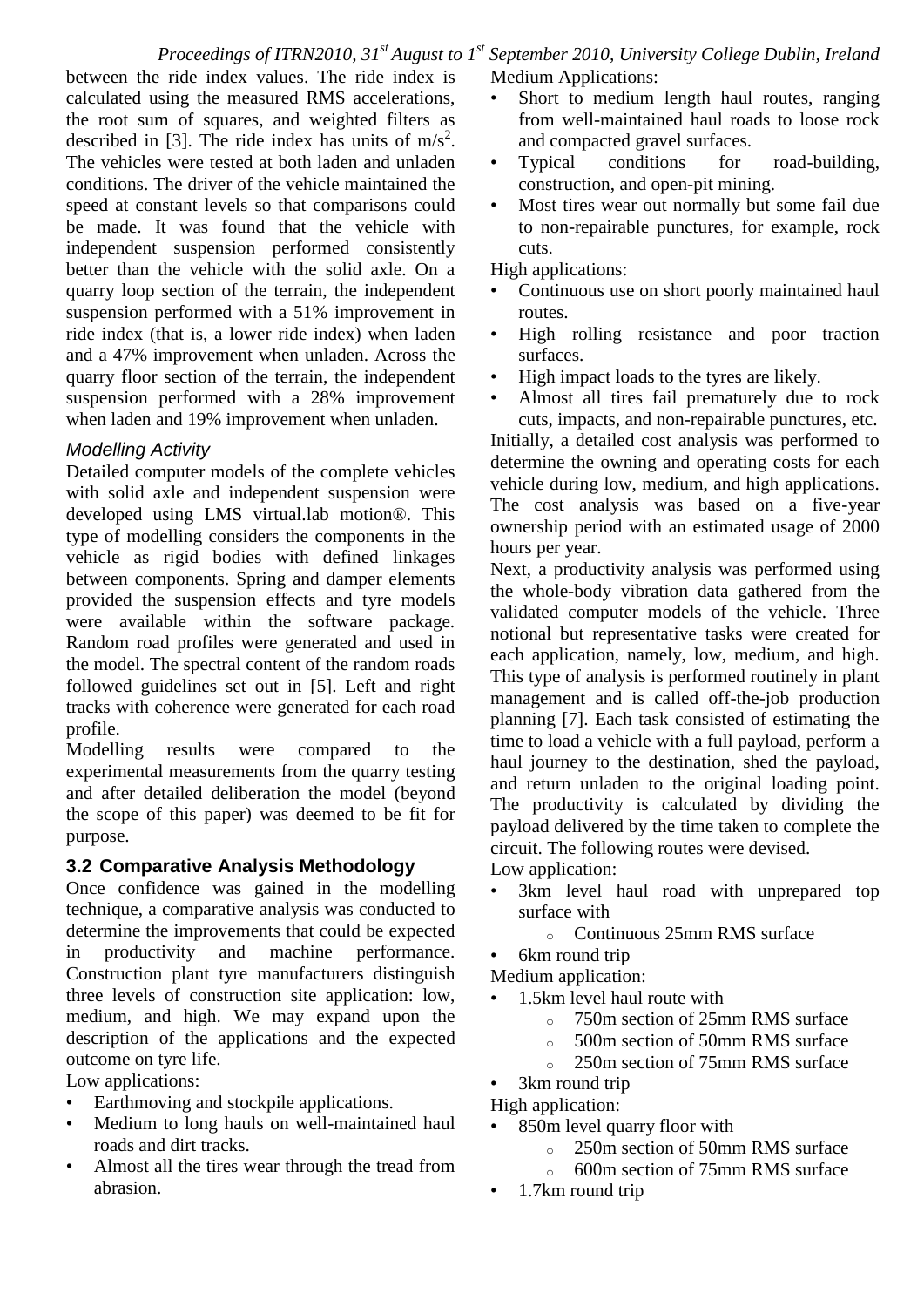between the ride index values. The ride index is calculated using the measured RMS accelerations, the root sum of squares, and weighted filters as described in [3]. The ride index has units of $m/s^2$. The vehicles were tested at both laden and unladen conditions. The driver of the vehicle maintained the speed at constant levels so that comparisons could be made. It was found that the vehicle with independent suspension performed consistently better than the vehicle with the solid axle. On a quarry loop section of the terrain, the independent suspension performed with a 51% improvement in ride index (that is, a lower ride index) when laden and a 47% improvement when unladen. Across the quarry floor section of the terrain, the independent suspension performed with a 28% improvement when laden and 19% improvement when unladen.

### *Modelling Activity*

Detailed computer models of the complete vehicles with solid axle and independent suspension were developed using LMS virtual.lab motion®. This type of modelling considers the components in the vehicle as rigid bodies with defined linkages between components. Spring and damper elements provided the suspension effects and tyre models were available within the software package. Random road profiles were generated and used in the model. The spectral content of the random roads followed guidelines set out in [5]. Left and right tracks with coherence were generated for each road profile.

Modelling results were compared to the experimental measurements from the quarry testing and after detailed deliberation the model (beyond the scope of this paper) was deemed to be fit for purpose.

## 3.2 Comparative Analysis Methodology

Once confidence was gained in the modelling technique, a comparative analysis was conducted to determine the improvements that could be expected in productivity and machine performance. Construction plant tyre manufacturers distinguish three levels of construction site application: low, medium, and high. We may expand upon the description of the applications and the expected outcome on tyre life.

Low applications:

- Earthmoving and stockpile applications.
- Medium to long hauls on well-maintained haul roads and dirt tracks.
- Almost all the tires wear through the tread from abrasion.

Medium Applications:

- Short to medium length haul routes, ranging from well-maintained haul roads to loose rock and compacted gravel surfaces.
- Typical conditions for road-building, construction, and open-pit mining.
- Most tires wear out normally but some fail due to non-repairable punctures, for example, rock cuts.

High applications:

- Continuous use on short poorly maintained haul routes.
- High rolling resistance and poor traction surfaces.
- High impact loads to the tyres are likely.
- Almost all tires fail prematurely due to rock cuts, impacts, and non-repairable punctures, etc.

Initially, a detailed cost analysis was performed to determine the owning and operating costs for each vehicle during low, medium, and high applications. The cost analysis was based on a five-year ownership period with an estimated usage of 2000 hours per year.

Next, a productivity analysis was performed using the whole-body vibration data gathered from the validated computer models of the vehicle. Three notional but representative tasks were created for each application, namely, low, medium, and high. This type of analysis is performed routinely in plant management and is called off-the-job production planning [7]. Each task consisted of estimating the time to load a vehicle with a full payload, perform a haul journey to the destination, shed the payload, and return unladen to the original loading point. The productivity is calculated by dividing the payload delivered by the time taken to complete the circuit. The following routes were devised.

Low application:

- 3km level haul road with unprepared top surface with
  - Continuous 25mm RMS surface
- 6km round trip

Medium application:

- 1.5km level haul route with
  - 750m section of 25mm RMS surface
  - 500m section of 50mm RMS surface
  - 250m section of 75mm RMS surface
- 3km round trip

High application:

- 850m level quarry floor with
  - 250m section of 50mm RMS surface
  - 600m section of 75mm RMS surface
- 1.7km round trip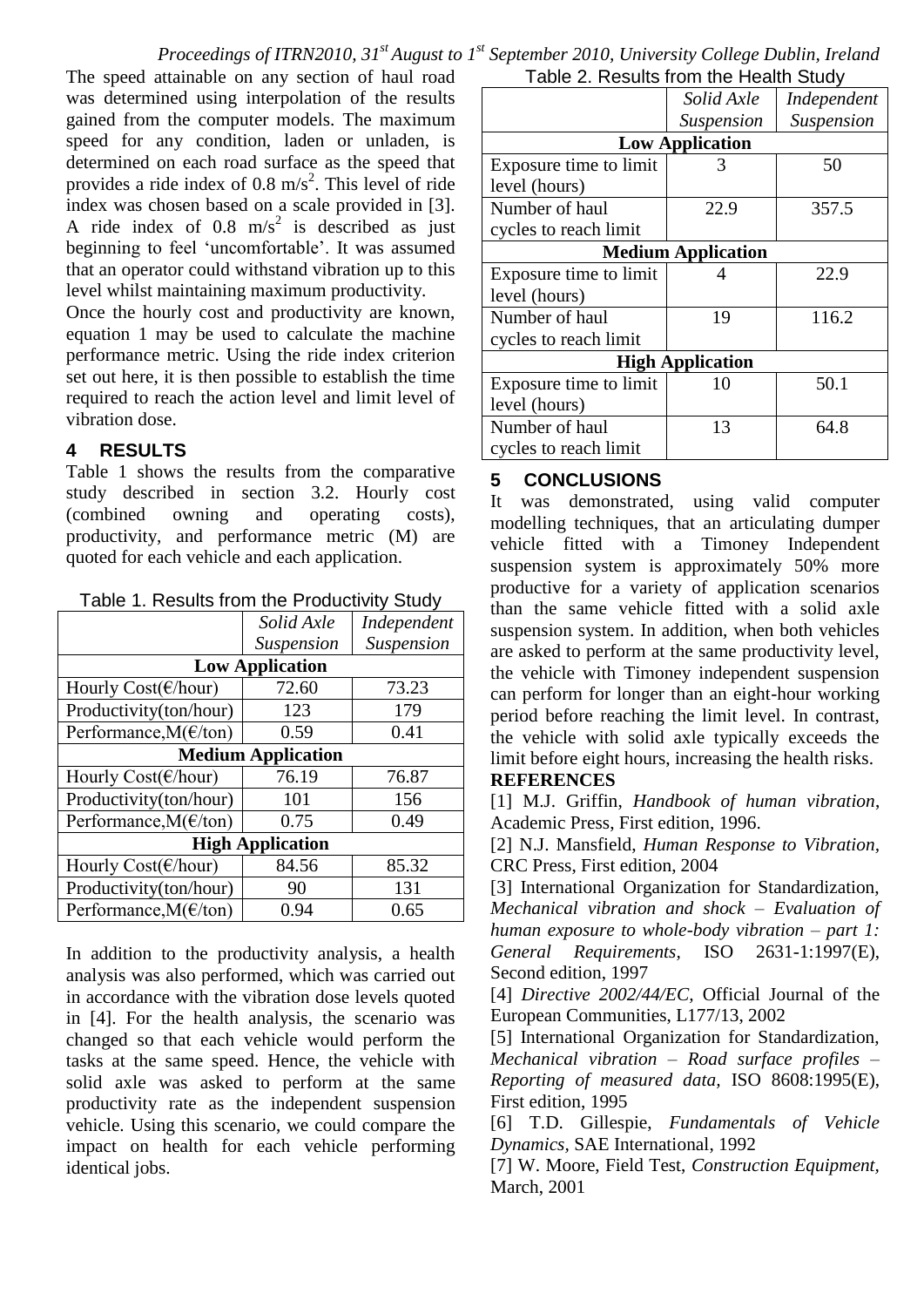The speed attainable on any section of haul road was determined using interpolation of the results gained from the computer models. The maximum speed for any condition, laden or unladen, is determined on each road surface as the speed that provides a ride index of 0.8 $m/s^2$. This level of ride index was chosen based on a scale provided in [3]. A ride index of 0.8 $m/s^2$ is described as just beginning to feel 'uncomfortable'. It was assumed that an operator could withstand vibration up to this level whilst maintaining maximum productivity.

Once the hourly cost and productivity are known, equation 1 may be used to calculate the machine performance metric. Using the ride index criterion set out here, it is then possible to establish the time required to reach the action level and limit level of vibration dose.

## 4 RESULTS

Table 1 shows the results from the comparative study described in section 3.2. Hourly cost (combined owning and operating costs), productivity, and performance metric (M) are quoted for each vehicle and each application.

Table 1. Results from the Productivity Study

| | *Solid Axle Suspension* | *Independent Suspension* |
|---|---|---|
| **Low Application** | | |
| Hourly Cost(€/hour) | 72.60 | 73.23 |
| Productivity(ton/hour) | 123 | 179 |
| Performance,M(€/ton) | 0.59 | 0.41 |
| **Medium Application** | | |
| Hourly Cost(€/hour) | 76.19 | 76.87 |
| Productivity(ton/hour) | 101 | 156 |
| Performance,M(€/ton) | 0.75 | 0.49 |
| **High Application** | | |
| Hourly Cost(€/hour) | 84.56 | 85.32 |
| Productivity(ton/hour) | 90 | 131 |
| Performance,M(€/ton) | 0.94 | 0.65 |

In addition to the productivity analysis, a health analysis was also performed, which was carried out in accordance with the vibration dose levels quoted in [4]. For the health analysis, the scenario was changed so that each vehicle would perform the tasks at the same speed. Hence, the vehicle with solid axle was asked to perform at the same productivity rate as the independent suspension vehicle. Using this scenario, we could compare the impact on health for each vehicle performing identical jobs.

Table 2. Results from the Health Study

| | *Solid Axle Suspension* | *Independent Suspension* |
|---|---|---|
| **Low Application** | | |
| Exposure time to limit level (hours) | 3 | 50 |
| Number of haul cycles to reach limit | 22.9 | 357.5 |
| **Medium Application** | | |
| Exposure time to limit level (hours) | 4 | 22.9 |
| Number of haul cycles to reach limit | 19 | 116.2 |
| **High Application** | | |
| Exposure time to limit level (hours) | 10 | 50.1 |
| Number of haul cycles to reach limit | 13 | 64.8 |

## 5 CONCLUSIONS

It was demonstrated, using valid computer modelling techniques, that an articulating dumper vehicle fitted with a Timoney Independent suspension system is approximately 50% more productive for a variety of application scenarios than the same vehicle fitted with a solid axle suspension system. In addition, when both vehicles are asked to perform at the same productivity level, the vehicle with Timoney independent suspension can perform for longer than an eight-hour working period before reaching the limit level. In contrast, the vehicle with solid axle typically exceeds the limit before eight hours, increasing the health risks.

**REFERENCES**

[1] M.J. Griffin, *Handbook of human vibration*, Academic Press, First edition, 1996.

[2] N.J. Mansfield, *Human Response to Vibration*, CRC Press, First edition, 2004

[3] International Organization for Standardization, *Mechanical vibration and shock – Evaluation of human exposure to whole-body vibration – part 1: General Requirements*, ISO 2631-1:1997(E), Second edition, 1997

[4] *Directive 2002/44/EC*, Official Journal of the European Communities, L177/13, 2002

[5] International Organization for Standardization, *Mechanical vibration – Road surface profiles – Reporting of measured data*, ISO 8608:1995(E), First edition, 1995

[6] T.D. Gillespie, *Fundamentals of Vehicle Dynamics*, SAE International, 1992

[7] W. Moore, Field Test, *Construction Equipment*, March, 2001